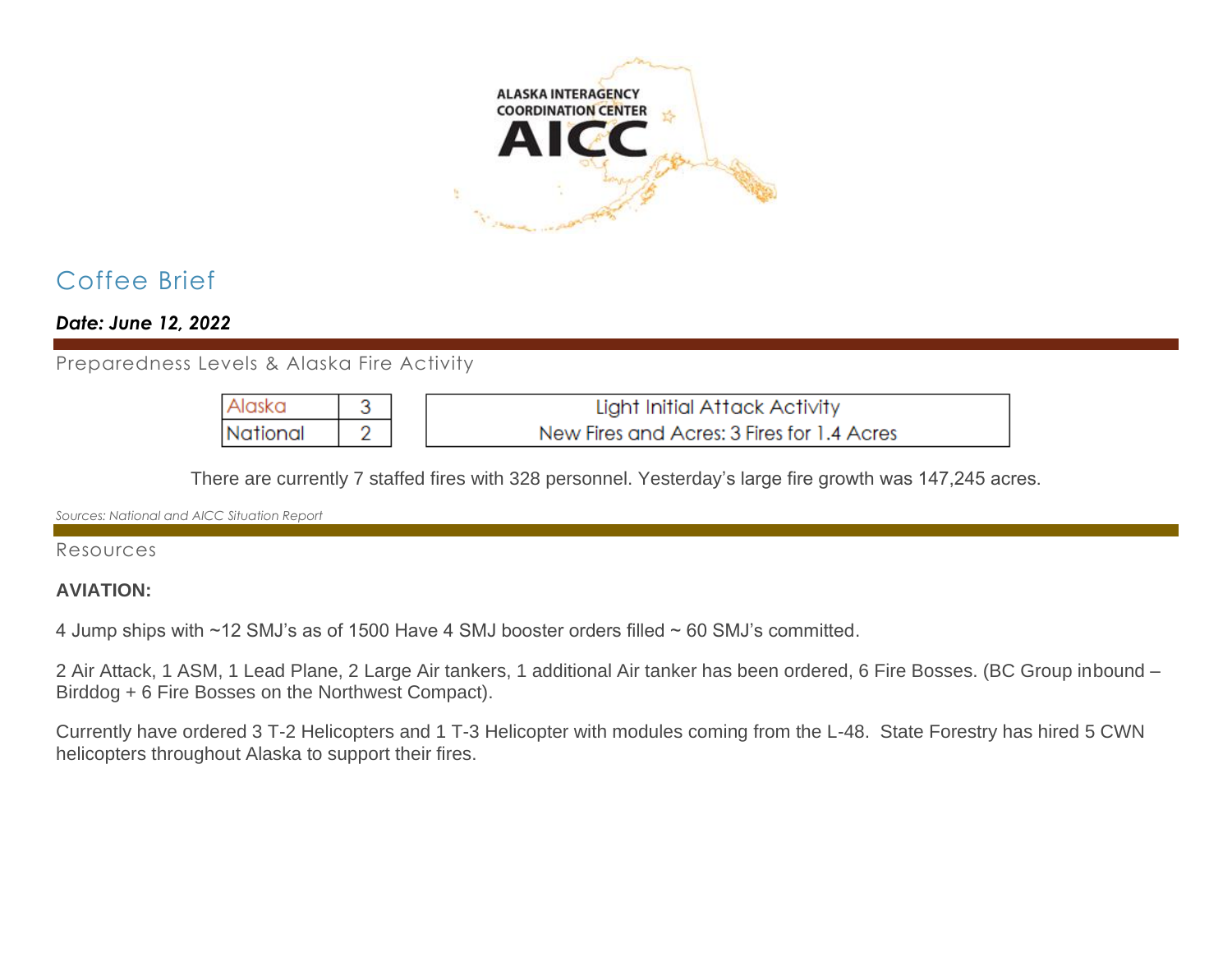ALASKA INTERAGENCY COORDINATION CENTER

AICC

# Coffee Brief

***Date: June 12, 2022***

## Preparedness Levels & Alaska Fire Activity

| Alaska | 3 |
|---|---|
| National | 2 |

| Light Initial Attack Activity |
|---|
| New Fires and Acres: 3 Fires for 1.4 Acres |

There are currently 7 staffed fires with 328 personnel. Yesterday's large fire growth was 147,245 acres.

*Sources: National and AICC Situation Report*

## Resources

**AVIATION:**

4 Jump ships with ~12 SMJ's as of 1500 Have 4 SMJ booster orders filled ~ 60 SMJ's committed.

2 Air Attack, 1 ASM, 1 Lead Plane, 2 Large Air tankers, 1 additional Air tanker has been ordered, 6 Fire Bosses. (BC Group inbound – Birddog + 6 Fire Bosses on the Northwest Compact).

Currently have ordered 3 T-2 Helicopters and 1 T-3 Helicopter with modules coming from the L-48. State Forestry has hired 5 CWN helicopters throughout Alaska to support their fires.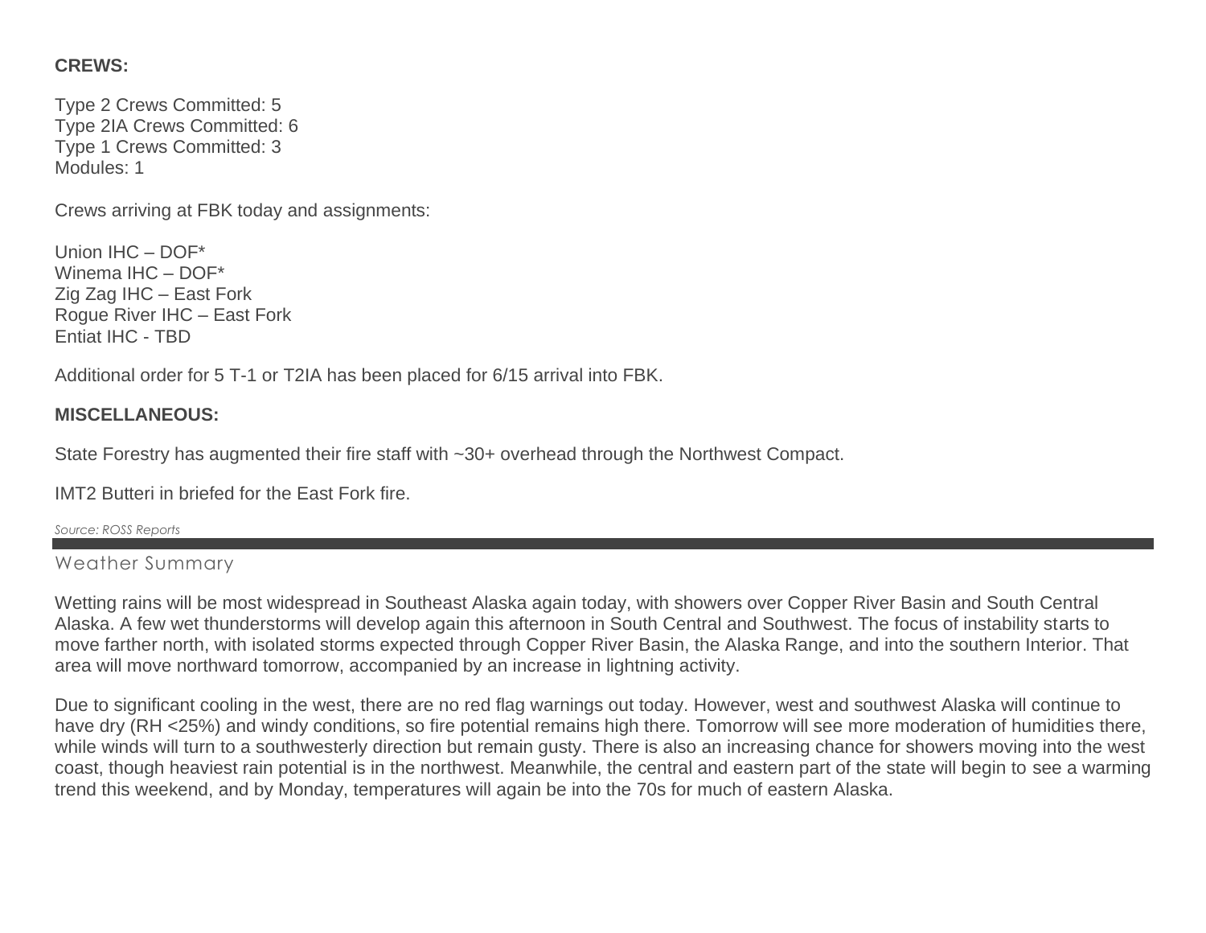**CREWS:**

Type 2 Crews Committed: 5
Type 2IA Crews Committed: 6
Type 1 Crews Committed: 3
Modules: 1

Crews arriving at FBK today and assignments:

Union IHC – DOF*
Winema IHC – DOF*
Zig Zag IHC – East Fork
Rogue River IHC – East Fork
Entiat IHC - TBD

Additional order for 5 T-1 or T2IA has been placed for 6/15 arrival into FBK.

**MISCELLANEOUS:**

State Forestry has augmented their fire staff with ~30+ overhead through the Northwest Compact.

IMT2 Butteri in briefed for the East Fork fire.

*Source: ROSS Reports*

## Weather Summary

Wetting rains will be most widespread in Southeast Alaska again today, with showers over Copper River Basin and South Central Alaska. A few wet thunderstorms will develop again this afternoon in South Central and Southwest. The focus of instability starts to move farther north, with isolated storms expected through Copper River Basin, the Alaska Range, and into the southern Interior. That area will move northward tomorrow, accompanied by an increase in lightning activity.

Due to significant cooling in the west, there are no red flag warnings out today. However, west and southwest Alaska will continue to have dry (RH <25%) and windy conditions, so fire potential remains high there. Tomorrow will see more moderation of humidities there, while winds will turn to a southwesterly direction but remain gusty. There is also an increasing chance for showers moving into the west coast, though heaviest rain potential is in the northwest. Meanwhile, the central and eastern part of the state will begin to see a warming trend this weekend, and by Monday, temperatures will again be into the 70s for much of eastern Alaska.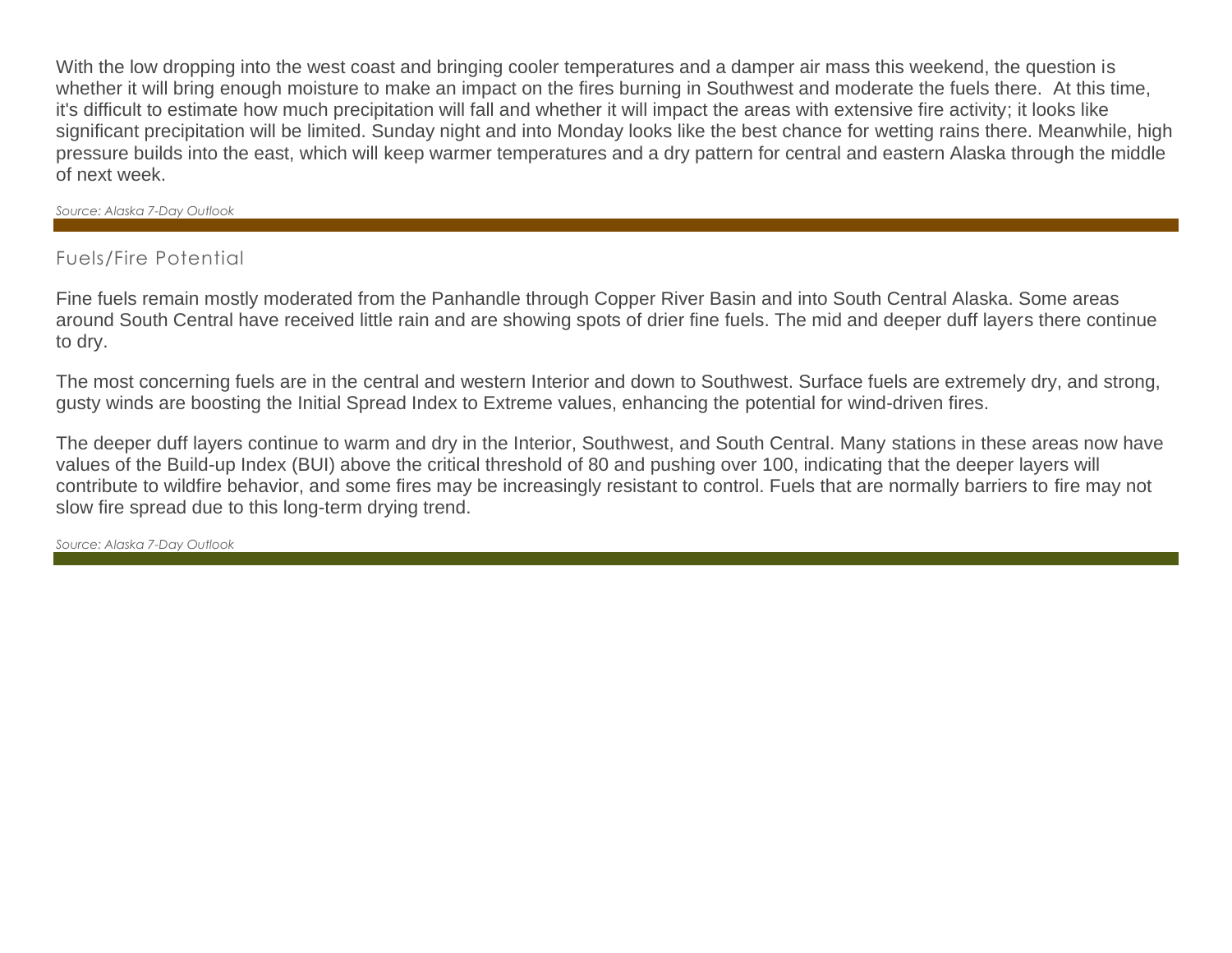With the low dropping into the west coast and bringing cooler temperatures and a damper air mass this weekend, the question is whether it will bring enough moisture to make an impact on the fires burning in Southwest and moderate the fuels there. At this time, it's difficult to estimate how much precipitation will fall and whether it will impact the areas with extensive fire activity; it looks like significant precipitation will be limited. Sunday night and into Monday looks like the best chance for wetting rains there. Meanwhile, high pressure builds into the east, which will keep warmer temperatures and a dry pattern for central and eastern Alaska through the middle of next week.

*Source: Alaska 7-Day Outlook*

## Fuels/Fire Potential

Fine fuels remain mostly moderated from the Panhandle through Copper River Basin and into South Central Alaska. Some areas around South Central have received little rain and are showing spots of drier fine fuels. The mid and deeper duff layers there continue to dry.

The most concerning fuels are in the central and western Interior and down to Southwest. Surface fuels are extremely dry, and strong, gusty winds are boosting the Initial Spread Index to Extreme values, enhancing the potential for wind-driven fires.

The deeper duff layers continue to warm and dry in the Interior, Southwest, and South Central. Many stations in these areas now have values of the Build-up Index (BUI) above the critical threshold of 80 and pushing over 100, indicating that the deeper layers will contribute to wildfire behavior, and some fires may be increasingly resistant to control. Fuels that are normally barriers to fire may not slow fire spread due to this long-term drying trend.

*Source: Alaska 7-Day Outlook*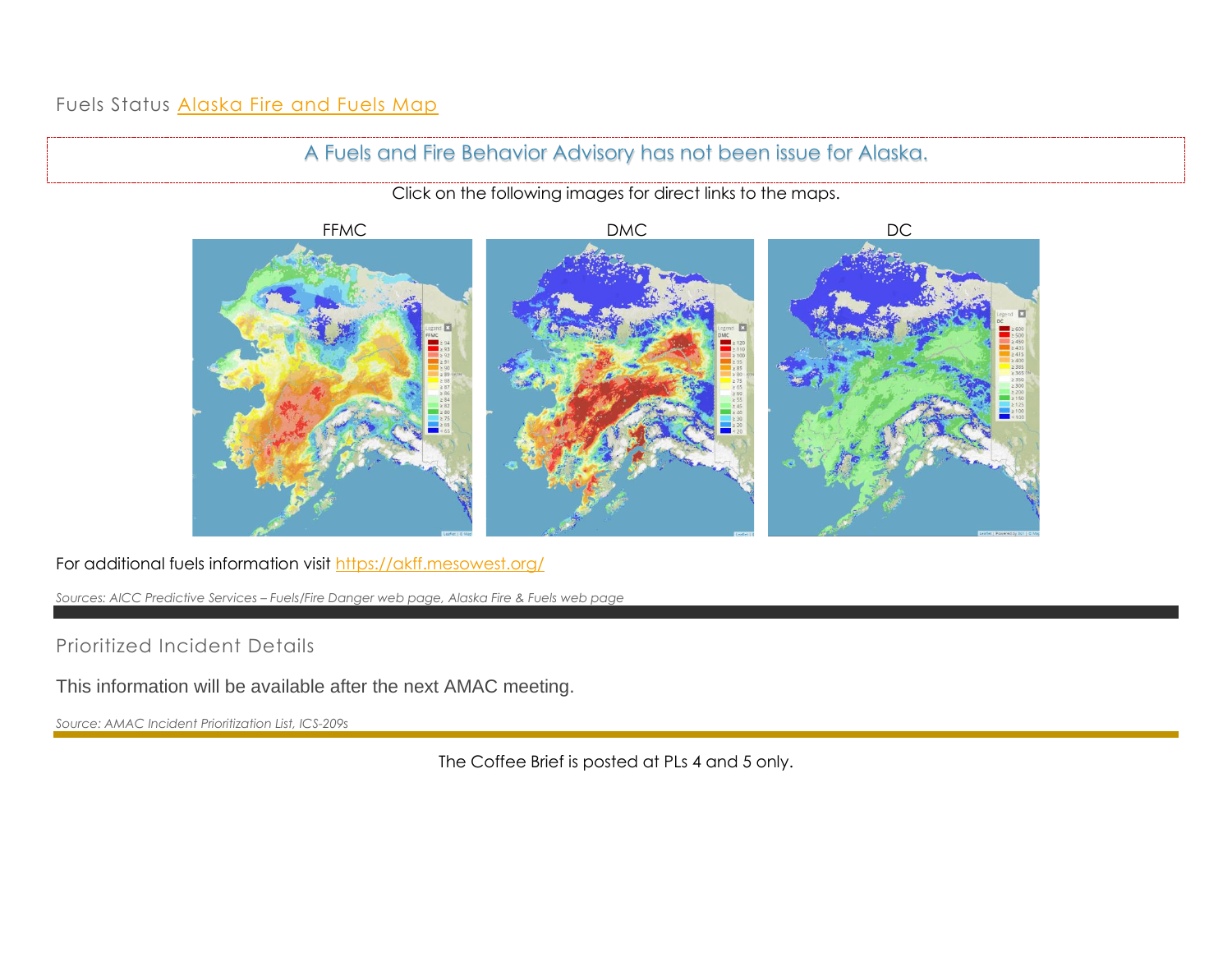## Fuels Status [Alaska Fire and Fuels Map]

A Fuels and Fire Behavior Advisory has not been issue for Alaska.

Click on the following images for direct links to the maps.

FFMC DMC DC

For additional fuels information visit https://akff.mesowest.org/

*Sources: AICC Predictive Services – Fuels/Fire Danger web page, Alaska Fire & Fuels web page*

## Prioritized Incident Details

This information will be available after the next AMAC meeting.

*Source: AMAC Incident Prioritization List, ICS-209s*

The Coffee Brief is posted at PLs 4 and 5 only.